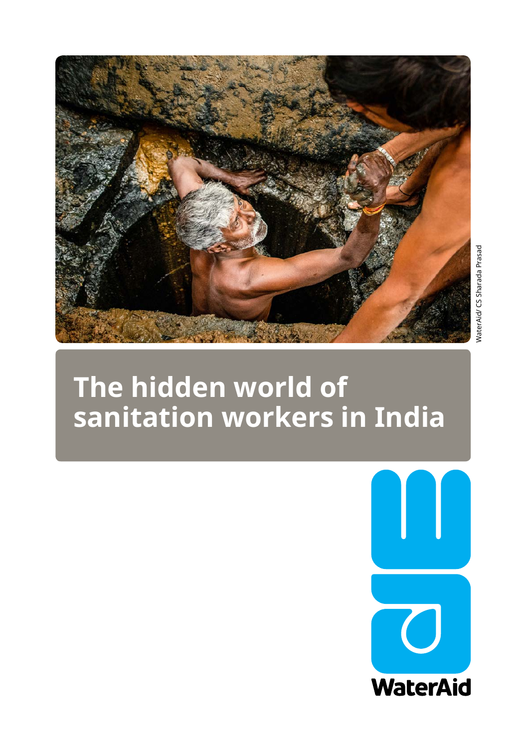WaterAid/ CS Sharada Prasad

# The hidden world of sanitation workers in India

WaterAid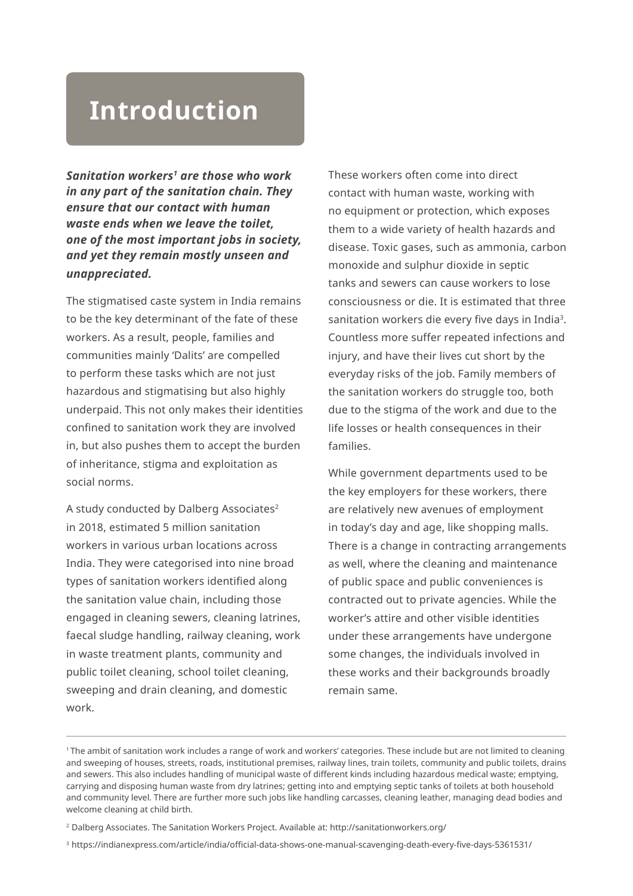# Introduction

***Sanitation workers[1] are those who work in any part of the sanitation chain. They ensure that our contact with human waste ends when we leave the toilet, one of the most important jobs in society, and yet they remain mostly unseen and unappreciated.***

The stigmatised caste system in India remains to be the key determinant of the fate of these workers. As a result, people, families and communities mainly 'Dalits' are compelled to perform these tasks which are not just hazardous and stigmatising but also highly underpaid. This not only makes their identities confined to sanitation work they are involved in, but also pushes them to accept the burden of inheritance, stigma and exploitation as social norms.

A study conducted by Dalberg Associates[2] in 2018, estimated 5 million sanitation workers in various urban locations across India. They were categorised into nine broad types of sanitation workers identified along the sanitation value chain, including those engaged in cleaning sewers, cleaning latrines, faecal sludge handling, railway cleaning, work in waste treatment plants, community and public toilet cleaning, school toilet cleaning, sweeping and drain cleaning, and domestic work.

These workers often come into direct contact with human waste, working with no equipment or protection, which exposes them to a wide variety of health hazards and disease. Toxic gases, such as ammonia, carbon monoxide and sulphur dioxide in septic tanks and sewers can cause workers to lose consciousness or die. It is estimated that three sanitation workers die every five days in India[3]. Countless more suffer repeated infections and injury, and have their lives cut short by the everyday risks of the job. Family members of the sanitation workers do struggle too, both due to the stigma of the work and due to the life losses or health consequences in their families.

While government departments used to be the key employers for these workers, there are relatively new avenues of employment in today's day and age, like shopping malls. There is a change in contracting arrangements as well, where the cleaning and maintenance of public space and public conveniences is contracted out to private agencies. While the worker's attire and other visible identities under these arrangements have undergone some changes, the individuals involved in these works and their backgrounds broadly remain same.

---

[1] The ambit of sanitation work includes a range of work and workers' categories. These include but are not limited to cleaning and sweeping of houses, streets, roads, institutional premises, railway lines, train toilets, community and public toilets, drains and sewers. This also includes handling of municipal waste of different kinds including hazardous medical waste; emptying, carrying and disposing human waste from dry latrines; getting into and emptying septic tanks of toilets at both household and community level. There are further more such jobs like handling carcasses, cleaning leather, managing dead bodies and welcome cleaning at child birth.

[2] Dalberg Associates. The Sanitation Workers Project. Available at: http://sanitationworkers.org/

[3] https://indianexpress.com/article/india/official-data-shows-one-manual-scavenging-death-every-five-days-5361531/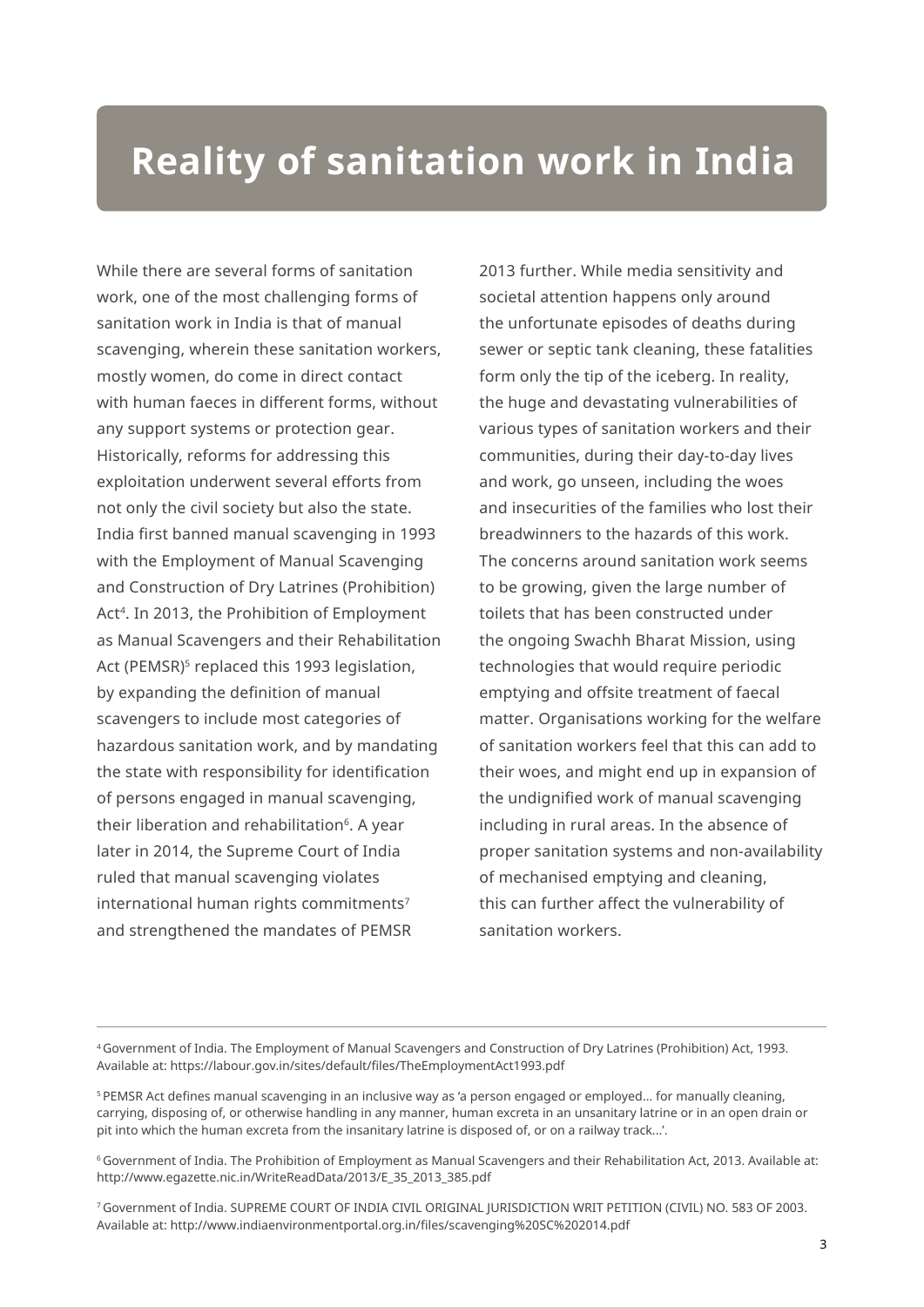# Reality of sanitation work in India

While there are several forms of sanitation work, one of the most challenging forms of sanitation work in India is that of manual scavenging, wherein these sanitation workers, mostly women, do come in direct contact with human faeces in different forms, without any support systems or protection gear. Historically, reforms for addressing this exploitation underwent several efforts from not only the civil society but also the state. India first banned manual scavenging in 1993 with the Employment of Manual Scavenging and Construction of Dry Latrines (Prohibition) Act[4]. In 2013, the Prohibition of Employment as Manual Scavengers and their Rehabilitation Act (PEMSR)[5] replaced this 1993 legislation, by expanding the definition of manual scavengers to include most categories of hazardous sanitation work, and by mandating the state with responsibility for identification of persons engaged in manual scavenging, their liberation and rehabilitation[6]. A year later in 2014, the Supreme Court of India ruled that manual scavenging violates international human rights commitments[7] and strengthened the mandates of PEMSR 2013 further. While media sensitivity and societal attention happens only around the unfortunate episodes of deaths during sewer or septic tank cleaning, these fatalities form only the tip of the iceberg. In reality, the huge and devastating vulnerabilities of various types of sanitation workers and their communities, during their day-to-day lives and work, go unseen, including the woes and insecurities of the families who lost their breadwinners to the hazards of this work. The concerns around sanitation work seems to be growing, given the large number of toilets that has been constructed under the ongoing Swachh Bharat Mission, using technologies that would require periodic emptying and offsite treatment of faecal matter. Organisations working for the welfare of sanitation workers feel that this can add to their woes, and might end up in expansion of the undignified work of manual scavenging including in rural areas. In the absence of proper sanitation systems and non-availability of mechanised emptying and cleaning, this can further affect the vulnerability of sanitation workers.

---

[4] Government of India. The Employment of Manual Scavengers and Construction of Dry Latrines (Prohibition) Act, 1993. Available at: https://labour.gov.in/sites/default/files/TheEmploymentAct1993.pdf

[5] PEMSR Act defines manual scavenging in an inclusive way as 'a person engaged or employed... for manually cleaning, carrying, disposing of, or otherwise handling in any manner, human excreta in an unsanitary latrine or in an open drain or pit into which the human excreta from the insanitary latrine is disposed of, or on a railway track...'.

[6] Government of India. The Prohibition of Employment as Manual Scavengers and their Rehabilitation Act, 2013. Available at: http://www.egazette.nic.in/WriteReadData/2013/E_35_2013_385.pdf

[7] Government of India. SUPREME COURT OF INDIA CIVIL ORIGINAL JURISDICTION WRIT PETITION (CIVIL) NO. 583 OF 2003. Available at: http://www.indiaenvironmentportal.org.in/files/scavenging%20SC%202014.pdf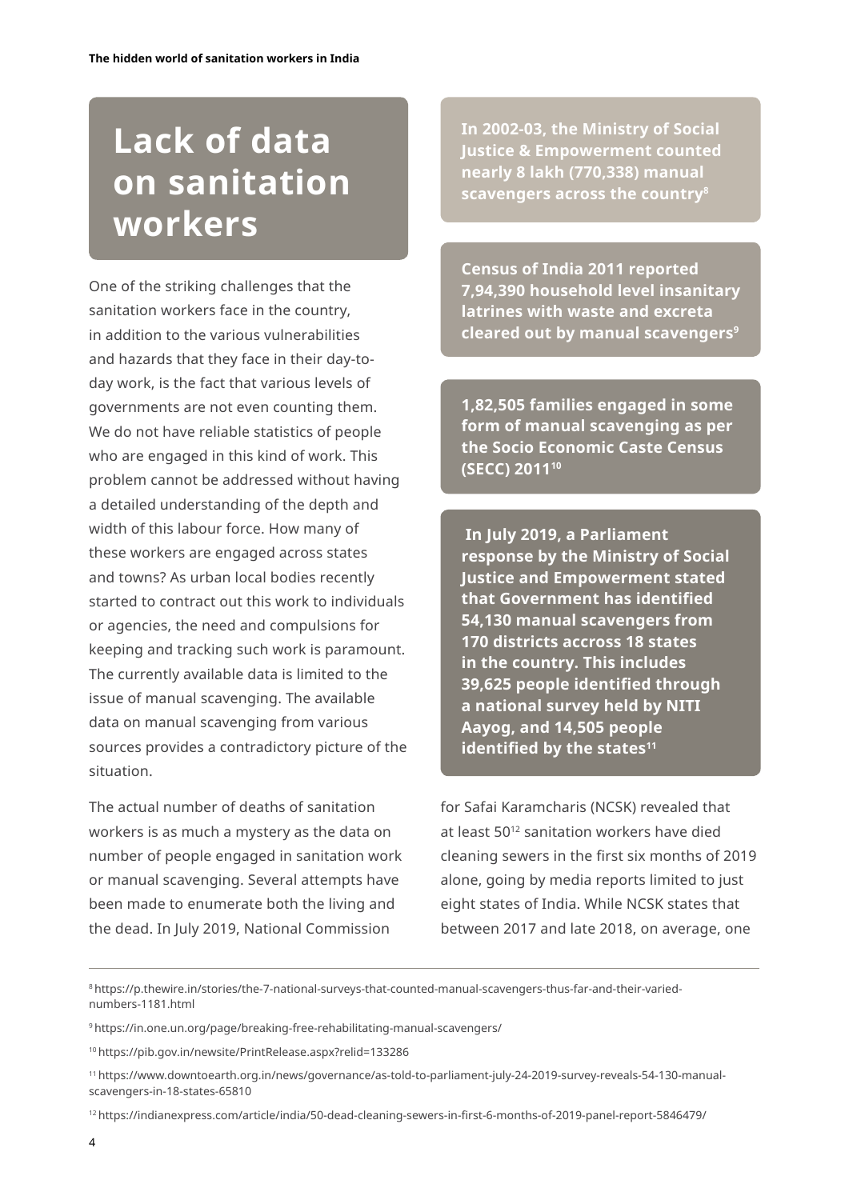# Lack of data on sanitation workers

One of the striking challenges that the sanitation workers face in the country, in addition to the various vulnerabilities and hazards that they face in their day-to-day work, is the fact that various levels of governments are not even counting them. We do not have reliable statistics of people who are engaged in this kind of work. This problem cannot be addressed without having a detailed understanding of the depth and width of this labour force. How many of these workers are engaged across states and towns? As urban local bodies recently started to contract out this work to individuals or agencies, the need and compulsions for keeping and tracking such work is paramount. The currently available data is limited to the issue of manual scavenging. The available data on manual scavenging from various sources provides a contradictory picture of the situation.

**In 2002-03, the Ministry of Social Justice & Empowerment counted nearly 8 lakh (770,338) manual scavengers across the country[8]**

**Census of India 2011 reported 7,94,390 household level insanitary latrines with waste and excreta cleared out by manual scavengers[9]**

**1,82,505 families engaged in some form of manual scavenging as per the Socio Economic Caste Census (SECC) 2011[10]**

**In July 2019, a Parliament response by the Ministry of Social Justice and Empowerment stated that Government has identified 54,130 manual scavengers from 170 districts accross 18 states in the country. This includes 39,625 people identified through a national survey held by NITI Aayog, and 14,505 people identified by the states[11]**

The actual number of deaths of sanitation workers is as much a mystery as the data on number of people engaged in sanitation work or manual scavenging. Several attempts have been made to enumerate both the living and the dead. In July 2019, National Commission for Safai Karamcharis (NCSK) revealed that at least 50[12] sanitation workers have died cleaning sewers in the first six months of 2019 alone, going by media reports limited to just eight states of India. While NCSK states that between 2017 and late 2018, on average, one

---

[8] https://p.thewire.in/stories/the-7-national-surveys-that-counted-manual-scavengers-thus-far-and-their-varied-numbers-1181.html

[9] https://in.one.un.org/page/breaking-free-rehabilitating-manual-scavengers/

[10] https://pib.gov.in/newsite/PrintRelease.aspx?relid=133286

[11] https://www.downtoearth.org.in/news/governance/as-told-to-parliament-july-24-2019-survey-reveals-54-130-manual-scavengers-in-18-states-65810

[12] https://indianexpress.com/article/india/50-dead-cleaning-sewers-in-first-6-months-of-2019-panel-report-5846479/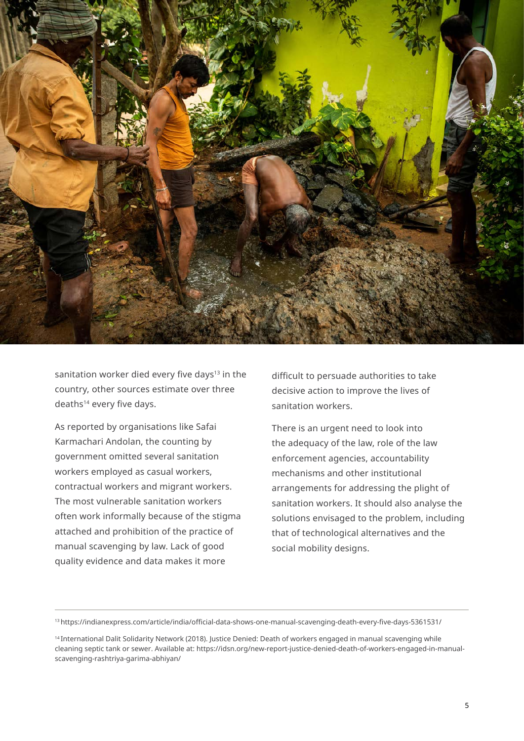sanitation worker died every five days[13] in the country, other sources estimate over three deaths[14] every five days.

As reported by organisations like Safai Karmachari Andolan, the counting by government omitted several sanitation workers employed as casual workers, contractual workers and migrant workers. The most vulnerable sanitation workers often work informally because of the stigma attached and prohibition of the practice of manual scavenging by law. Lack of good quality evidence and data makes it more difficult to persuade authorities to take decisive action to improve the lives of sanitation workers.

There is an urgent need to look into the adequacy of the law, role of the law enforcement agencies, accountability mechanisms and other institutional arrangements for addressing the plight of sanitation workers. It should also analyse the solutions envisaged to the problem, including that of technological alternatives and the social mobility designs.

---

[13] https://indianexpress.com/article/india/official-data-shows-one-manual-scavenging-death-every-five-days-5361531/

[14] International Dalit Solidarity Network (2018). Justice Denied: Death of workers engaged in manual scavenging while cleaning septic tank or sewer. Available at: https://idsn.org/new-report-justice-denied-death-of-workers-engaged-in-manual-scavenging-rashtriya-garima-abhiyan/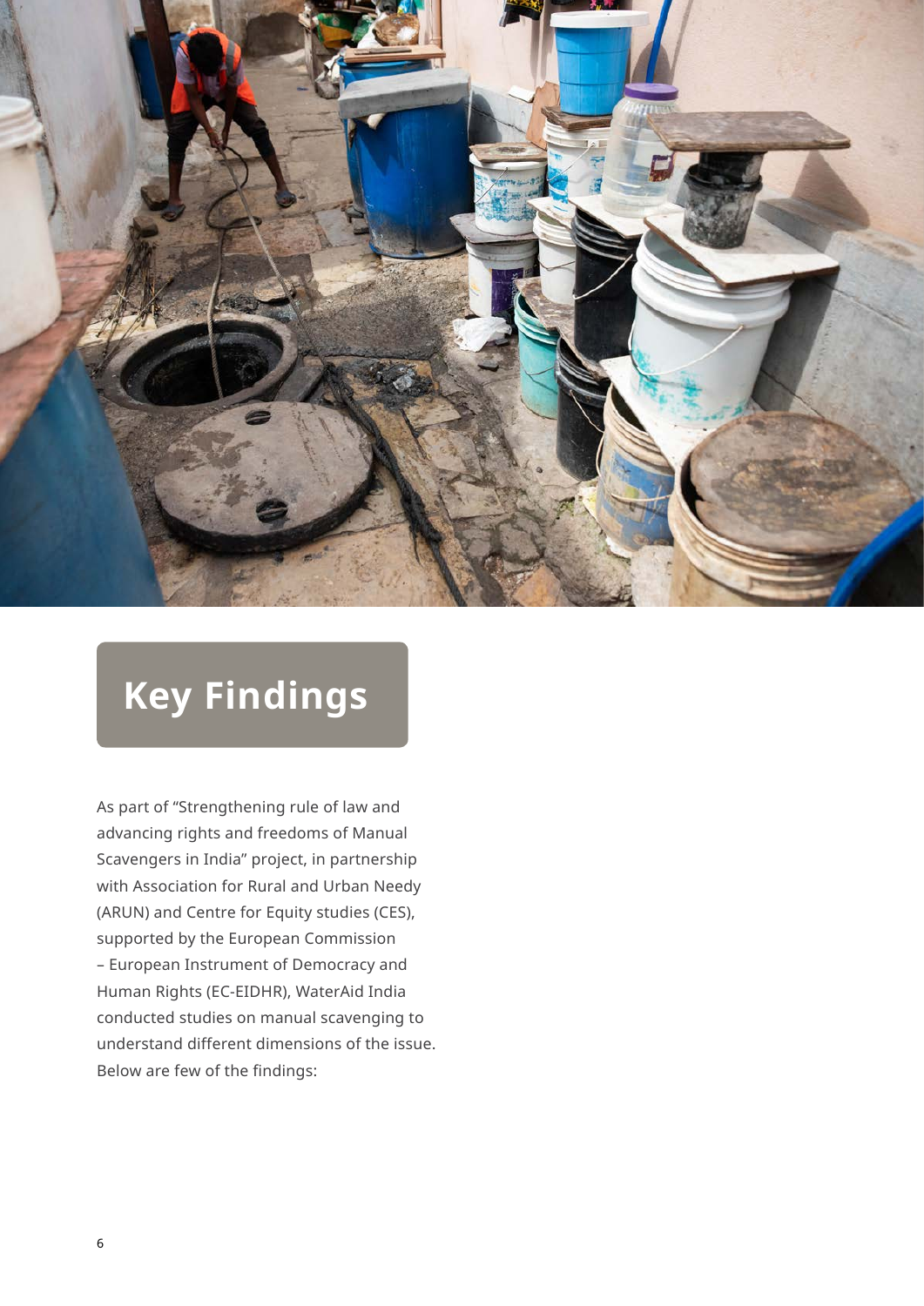# Key Findings

As part of "Strengthening rule of law and advancing rights and freedoms of Manual Scavengers in India" project, in partnership with Association for Rural and Urban Needy (ARUN) and Centre for Equity studies (CES), supported by the European Commission – European Instrument of Democracy and Human Rights (EC-EIDHR), WaterAid India conducted studies on manual scavenging to understand different dimensions of the issue. Below are few of the findings: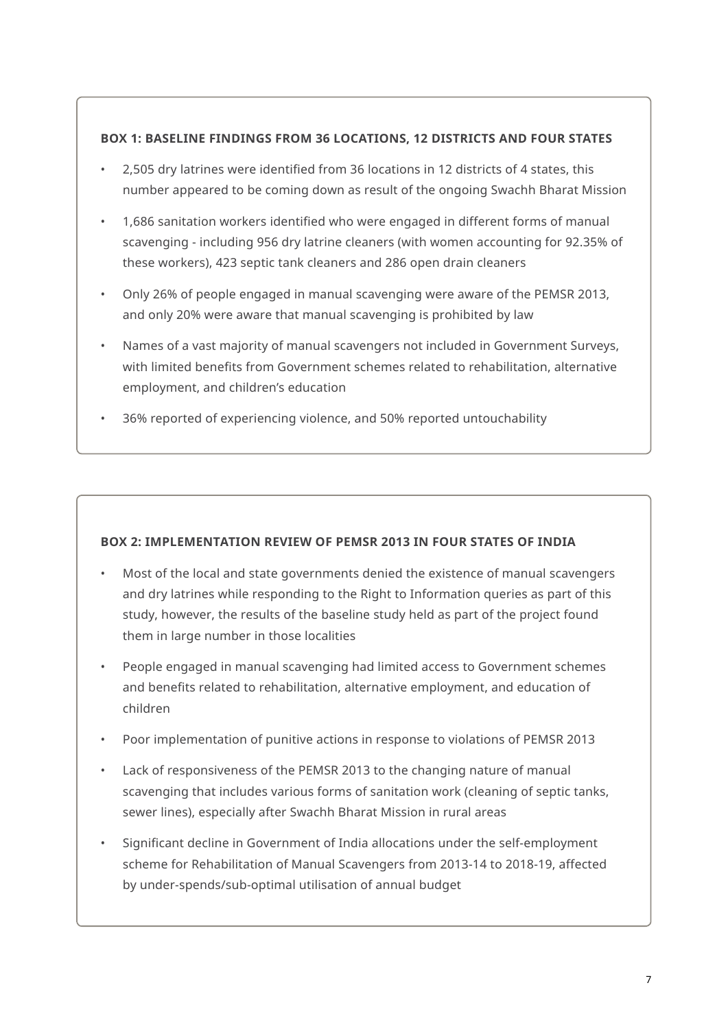**BOX 1: BASELINE FINDINGS FROM 36 LOCATIONS, 12 DISTRICTS AND FOUR STATES**

- 2,505 dry latrines were identified from 36 locations in 12 districts of 4 states, this number appeared to be coming down as result of the ongoing Swachh Bharat Mission
- 1,686 sanitation workers identified who were engaged in different forms of manual scavenging - including 956 dry latrine cleaners (with women accounting for 92.35% of these workers), 423 septic tank cleaners and 286 open drain cleaners
- Only 26% of people engaged in manual scavenging were aware of the PEMSR 2013, and only 20% were aware that manual scavenging is prohibited by law
- Names of a vast majority of manual scavengers not included in Government Surveys, with limited benefits from Government schemes related to rehabilitation, alternative employment, and children's education
- 36% reported of experiencing violence, and 50% reported untouchability

**BOX 2: IMPLEMENTATION REVIEW OF PEMSR 2013 IN FOUR STATES OF INDIA**

- Most of the local and state governments denied the existence of manual scavengers and dry latrines while responding to the Right to Information queries as part of this study, however, the results of the baseline study held as part of the project found them in large number in those localities
- People engaged in manual scavenging had limited access to Government schemes and benefits related to rehabilitation, alternative employment, and education of children
- Poor implementation of punitive actions in response to violations of PEMSR 2013
- Lack of responsiveness of the PEMSR 2013 to the changing nature of manual scavenging that includes various forms of sanitation work (cleaning of septic tanks, sewer lines), especially after Swachh Bharat Mission in rural areas
- Significant decline in Government of India allocations under the self-employment scheme for Rehabilitation of Manual Scavengers from 2013-14 to 2018-19, affected by under-spends/sub-optimal utilisation of annual budget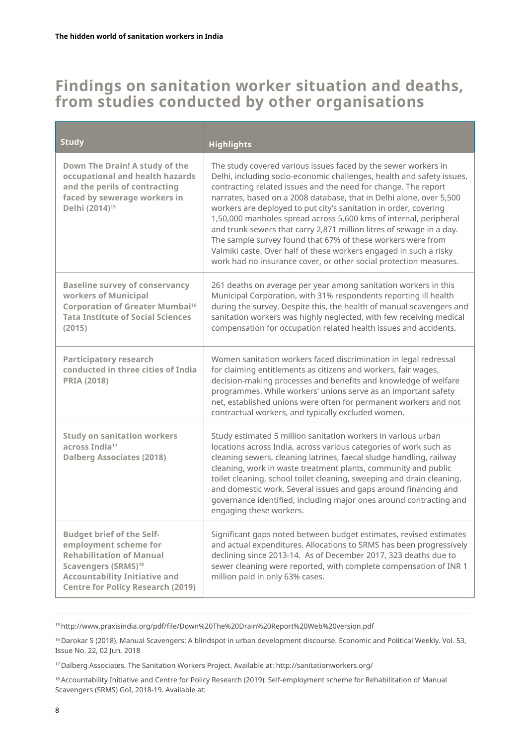## Findings on sanitation worker situation and deaths, from studies conducted by other organisations

| Study | Highlights |
|---|---|
| **Down The Drain! A study of the occupational and health hazards and the perils of contracting faced by sewerage workers in Delhi (2014)[15]** | The study covered various issues faced by the sewer workers in Delhi, including socio-economic challenges, health and safety issues, contracting related issues and the need for change. The report narrates, based on a 2008 database, that in Delhi alone, over 5,500 workers are deployed to put city's sanitation in order, covering 1,50,000 manholes spread across 5,600 kms of internal, peripheral and trunk sewers that carry 2,871 million litres of sewage in a day. The sample survey found that 67% of these workers were from Valmiki caste. Over half of these workers engaged in such a risky work had no insurance cover, or other social protection measures. |
| **Baseline survey of conservancy workers of Municipal Corporation of Greater Mumbai[16] Tata Institute of Social Sciences (2015)** | 261 deaths on average per year among sanitation workers in this Municipal Corporation, with 31% respondents reporting ill health during the survey. Despite this, the health of manual scavengers and sanitation workers was highly neglected, with few receiving medical compensation for occupation related health issues and accidents. |
| **Participatory research conducted in three cities of India PRIA (2018)** | Women sanitation workers faced discrimination in legal redressal for claiming entitlements as citizens and workers, fair wages, decision-making processes and benefits and knowledge of welfare programmes. While workers' unions serve as an important safety net, established unions were often for permanent workers and not contractual workers, and typically excluded women. |
| **Study on sanitation workers across India[17] Dalberg Associates (2018)** | Study estimated 5 million sanitation workers in various urban locations across India, across various categories of work such as cleaning sewers, cleaning latrines, faecal sludge handling, railway cleaning, work in waste treatment plants, community and public toilet cleaning, school toilet cleaning, sweeping and drain cleaning, and domestic work. Several issues and gaps around financing and governance identified, including major ones around contracting and engaging these workers. |
| **Budget brief of the Self-employment scheme for Rehabilitation of Manual Scavengers (SRMS)[18] Accountability Initiative and Centre for Policy Research (2019)** | Significant gaps noted between budget estimates, revised estimates and actual expenditures. Allocations to SRMS has been progressively declining since 2013-14. As of December 2017, 323 deaths due to sewer cleaning were reported, with complete compensation of INR 1 million paid in only 63% cases. |

---

[15] http://www.praxisindia.org/pdf/file/Down%20The%20Drain%20Report%20Web%20version.pdf

[16] Darokar S (2018). Manual Scavengers: A blindspot in urban development discourse. Economic and Political Weekly. Vol. 53, Issue No. 22, 02 Jun, 2018

[17] Dalberg Associates. The Sanitation Workers Project. Available at: http://sanitationworkers.org/

[18] Accountability Initiative and Centre for Policy Research (2019). Self-employment scheme for Rehabilitation of Manual Scavengers (SRMS) GoI, 2018-19. Available at: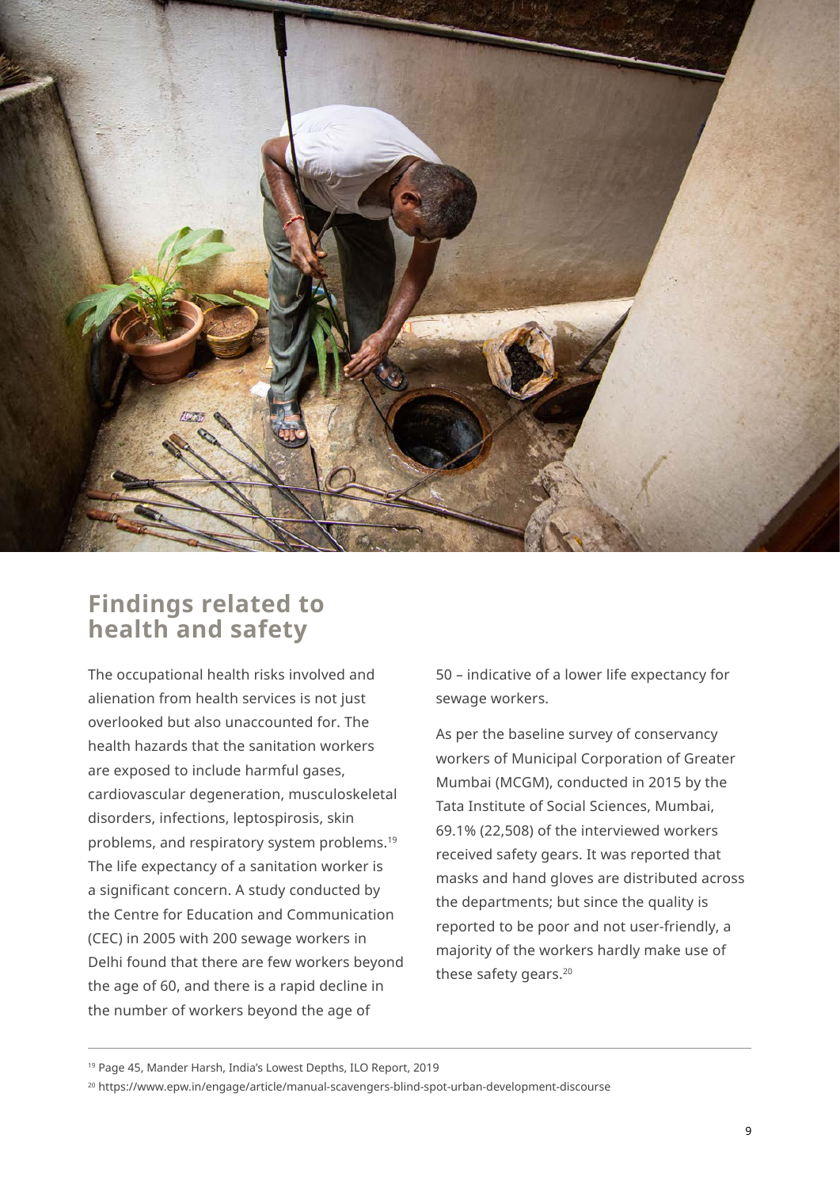## Findings related to health and safety

The occupational health risks involved and alienation from health services is not just overlooked but also unaccounted for. The health hazards that the sanitation workers are exposed to include harmful gases, cardiovascular degeneration, musculoskeletal disorders, infections, leptospirosis, skin problems, and respiratory system problems.[19] The life expectancy of a sanitation worker is a significant concern. A study conducted by the Centre for Education and Communication (CEC) in 2005 with 200 sewage workers in Delhi found that there are few workers beyond the age of 60, and there is a rapid decline in the number of workers beyond the age of 50 – indicative of a lower life expectancy for sewage workers.

As per the baseline survey of conservancy workers of Municipal Corporation of Greater Mumbai (MCGM), conducted in 2015 by the Tata Institute of Social Sciences, Mumbai, 69.1% (22,508) of the interviewed workers received safety gears. It was reported that masks and hand gloves are distributed across the departments; but since the quality is reported to be poor and not user-friendly, a majority of the workers hardly make use of these safety gears.[20]

---

[19] Page 45, Mander Harsh, India's Lowest Depths, ILO Report, 2019

[20] https://www.epw.in/engage/article/manual-scavengers-blind-spot-urban-development-discourse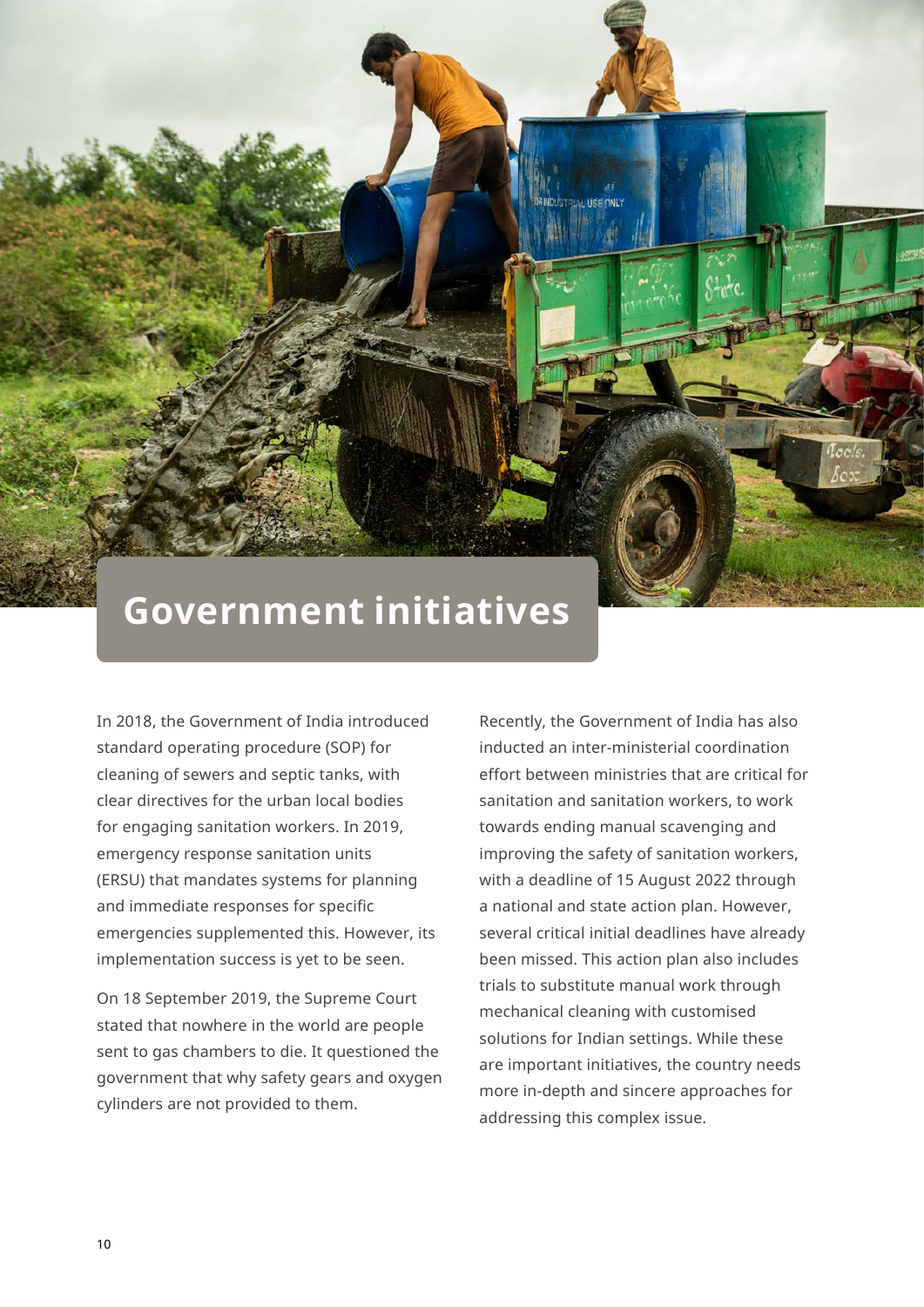# Government initiatives

In 2018, the Government of India introduced standard operating procedure (SOP) for cleaning of sewers and septic tanks, with clear directives for the urban local bodies for engaging sanitation workers. In 2019, emergency response sanitation units (ERSU) that mandates systems for planning and immediate responses for specific emergencies supplemented this. However, its implementation success is yet to be seen.

On 18 September 2019, the Supreme Court stated that nowhere in the world are people sent to gas chambers to die. It questioned the government that why safety gears and oxygen cylinders are not provided to them.

Recently, the Government of India has also inducted an inter-ministerial coordination effort between ministries that are critical for sanitation and sanitation workers, to work towards ending manual scavenging and improving the safety of sanitation workers, with a deadline of 15 August 2022 through a national and state action plan. However, several critical initial deadlines have already been missed. This action plan also includes trials to substitute manual work through mechanical cleaning with customised solutions for Indian settings. While these are important initiatives, the country needs more in-depth and sincere approaches for addressing this complex issue.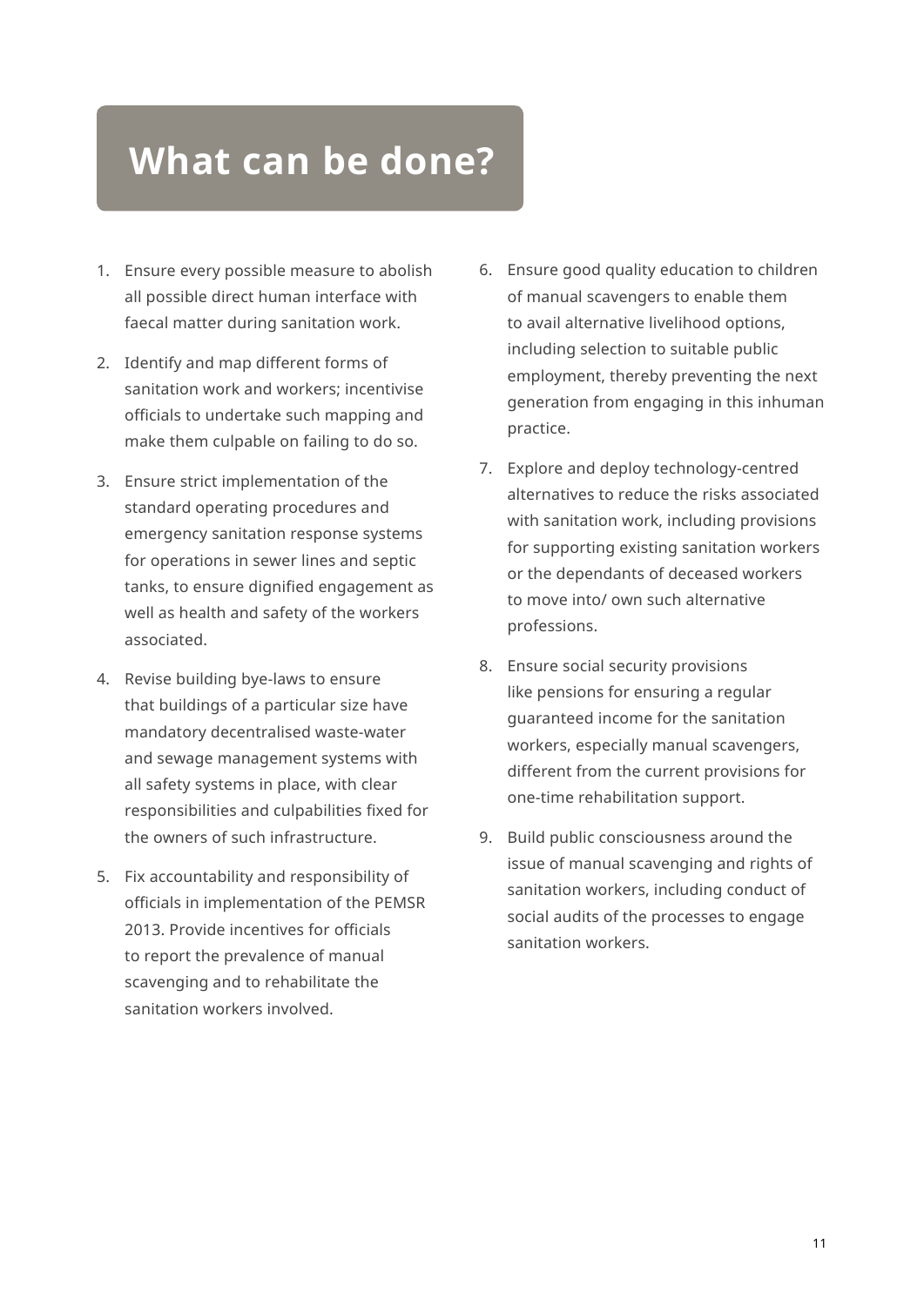# What can be done?

1. Ensure every possible measure to abolish all possible direct human interface with faecal matter during sanitation work.
2. Identify and map different forms of sanitation work and workers; incentivise officials to undertake such mapping and make them culpable on failing to do so.
3. Ensure strict implementation of the standard operating procedures and emergency sanitation response systems for operations in sewer lines and septic tanks, to ensure dignified engagement as well as health and safety of the workers associated.
4. Revise building bye-laws to ensure that buildings of a particular size have mandatory decentralised waste-water and sewage management systems with all safety systems in place, with clear responsibilities and culpabilities fixed for the owners of such infrastructure.
5. Fix accountability and responsibility of officials in implementation of the PEMSR 2013. Provide incentives for officials to report the prevalence of manual scavenging and to rehabilitate the sanitation workers involved.
6. Ensure good quality education to children of manual scavengers to enable them to avail alternative livelihood options, including selection to suitable public employment, thereby preventing the next generation from engaging in this inhuman practice.
7. Explore and deploy technology-centred alternatives to reduce the risks associated with sanitation work, including provisions for supporting existing sanitation workers or the dependants of deceased workers to move into/ own such alternative professions.
8. Ensure social security provisions like pensions for ensuring a regular guaranteed income for the sanitation workers, especially manual scavengers, different from the current provisions for one-time rehabilitation support.
9. Build public consciousness around the issue of manual scavenging and rights of sanitation workers, including conduct of social audits of the processes to engage sanitation workers.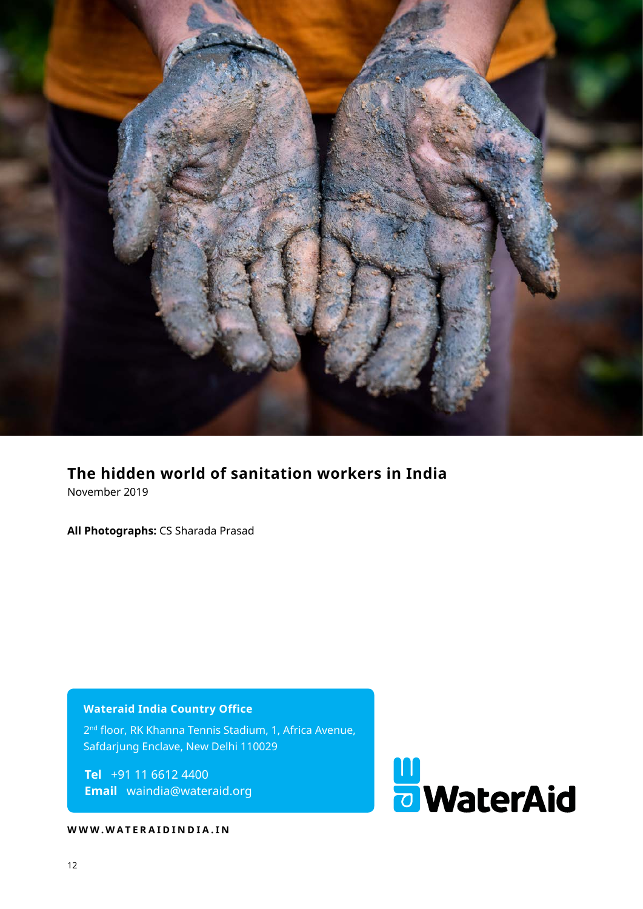## The hidden world of sanitation workers in India

November 2019

**All Photographs:** CS Sharada Prasad

**Wateraid India Country Office**

2nd floor, RK Khanna Tennis Stadium, 1, Africa Avenue, Safdarjung Enclave, New Delhi 110029

**Tel** +91 11 6612 4400
**Email** waindia@wateraid.org

WaterAid

**WWW.WATERAIDINDIA.IN**